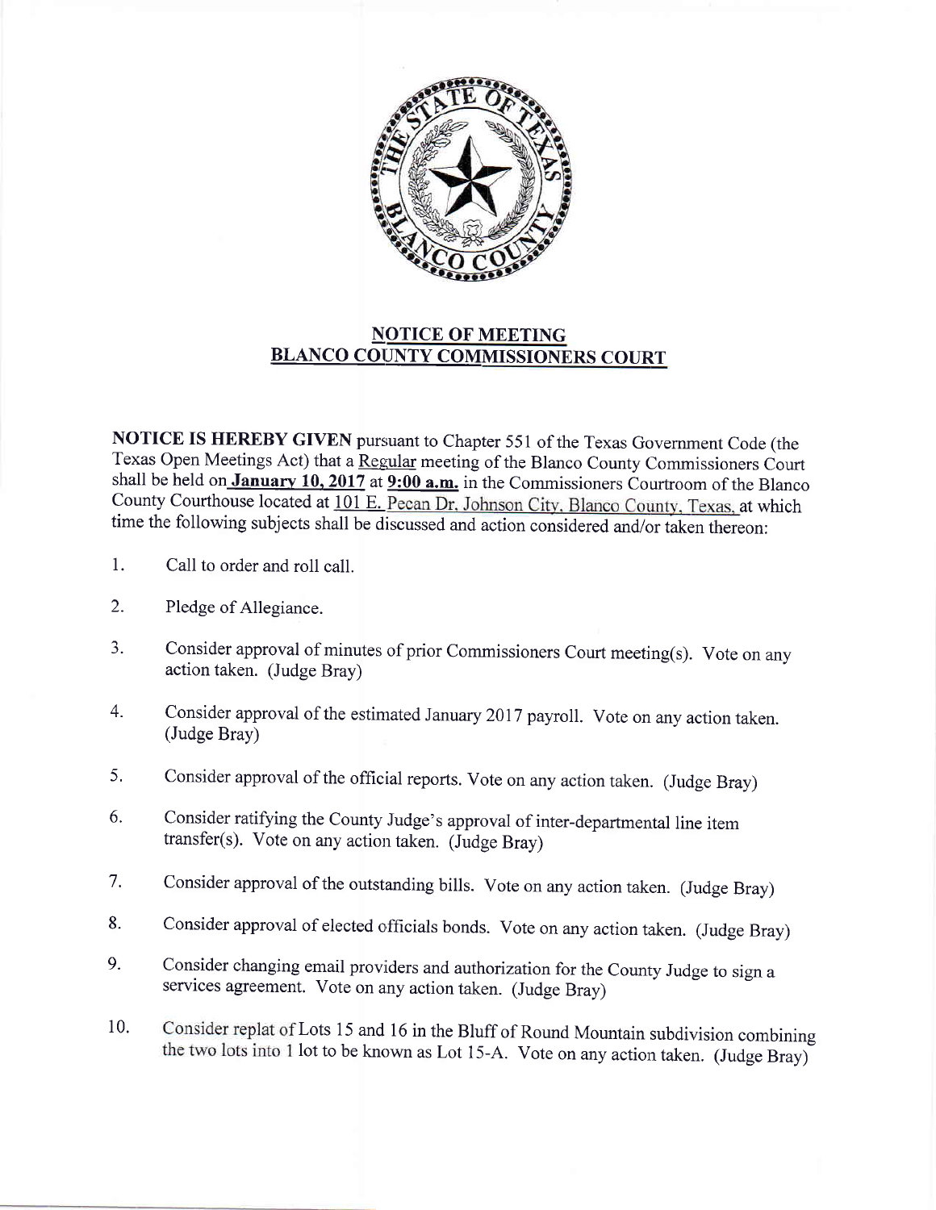## NOTICE OF MEETING
## BLANCO COUNTY COMMISSIONERS COURT

**NOTICE IS HEREBY GIVEN** pursuant to Chapter 551 of the Texas Government Code (the Texas Open Meetings Act) that a Regular meeting of the Blanco County Commissioners Court shall be held on **January 10, 2017** at **9:00 a.m.** in the Commissioners Courtroom of the Blanco County Courthouse located at 101 E. Pecan Dr. Johnson City, Blanco County, Texas, at which time the following subjects shall be discussed and action considered and/or taken thereon:

1. Call to order and roll call.

2. Pledge of Allegiance.

3. Consider approval of minutes of prior Commissioners Court meeting(s). Vote on any action taken. (Judge Bray)

4. Consider approval of the estimated January 2017 payroll. Vote on any action taken. (Judge Bray)

5. Consider approval of the official reports. Vote on any action taken. (Judge Bray)

6. Consider ratifying the County Judge's approval of inter-departmental line item transfer(s). Vote on any action taken. (Judge Bray)

7. Consider approval of the outstanding bills. Vote on any action taken. (Judge Bray)

8. Consider approval of elected officials bonds. Vote on any action taken. (Judge Bray)

9. Consider changing email providers and authorization for the County Judge to sign a services agreement. Vote on any action taken. (Judge Bray)

10. Consider replat of Lots 15 and 16 in the Bluff of Round Mountain subdivision combining the two lots into 1 lot to be known as Lot 15-A. Vote on any action taken. (Judge Bray)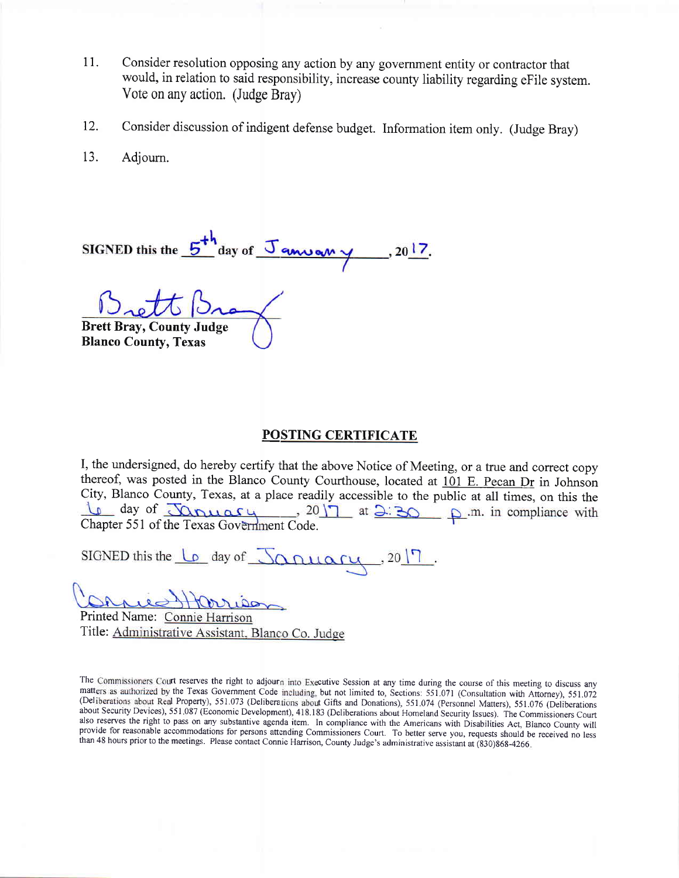11. Consider resolution opposing any action by any government entity or contractor that would, in relation to said responsibility, increase county liability regarding eFile system. Vote on any action. (Judge Bray)

12. Consider discussion of indigent defense budget. Information item only. (Judge Bray)

13. Adjourn.

**SIGNED this the** 5th **day of** January **, 20**17.

Brett Bray

**Brett Bray, County Judge**
**Blanco County, Texas**

## POSTING CERTIFICATE

I, the undersigned, do hereby certify that the above Notice of Meeting, or a true and correct copy thereof, was posted in the Blanco County Courthouse, located at 101 E. Pecan Dr in Johnson City, Blanco County, Texas, at a place readily accessible to the public at all times, on this the 6 day of January, 2017 at 2:30 p.m. in compliance with Chapter 551 of the Texas Government Code.

SIGNED this the 6 day of January, 2017.

Connie Harrison

Printed Name: Connie Harrison
Title: Administrative Assistant, Blanco Co. Judge

The Commissioners Court reserves the right to adjourn into Executive Session at any time during the course of this meeting to discuss any matters as authorized by the Texas Government Code including, but not limited to, Sections: 551.071 (Consultation with Attorney), 551.072 (Deliberations about Real Property), 551.073 (Deliberations about Gifts and Donations), 551.074 (Personnel Matters), 551.076 (Deliberations about Security Devices), 551.087 (Economic Development), 418.183 (Deliberations about Homeland Security Issues). The Commissioners Court also reserves the right to pass on any substantive agenda item. In compliance with the Americans with Disabilities Act, Blanco County will provide for reasonable accommodations for persons attending Commissioners Court. To better serve you, requests should be received no less than 48 hours prior to the meetings. Please contact Connie Harrison, County Judge's administrative assistant at (830)868-4266.